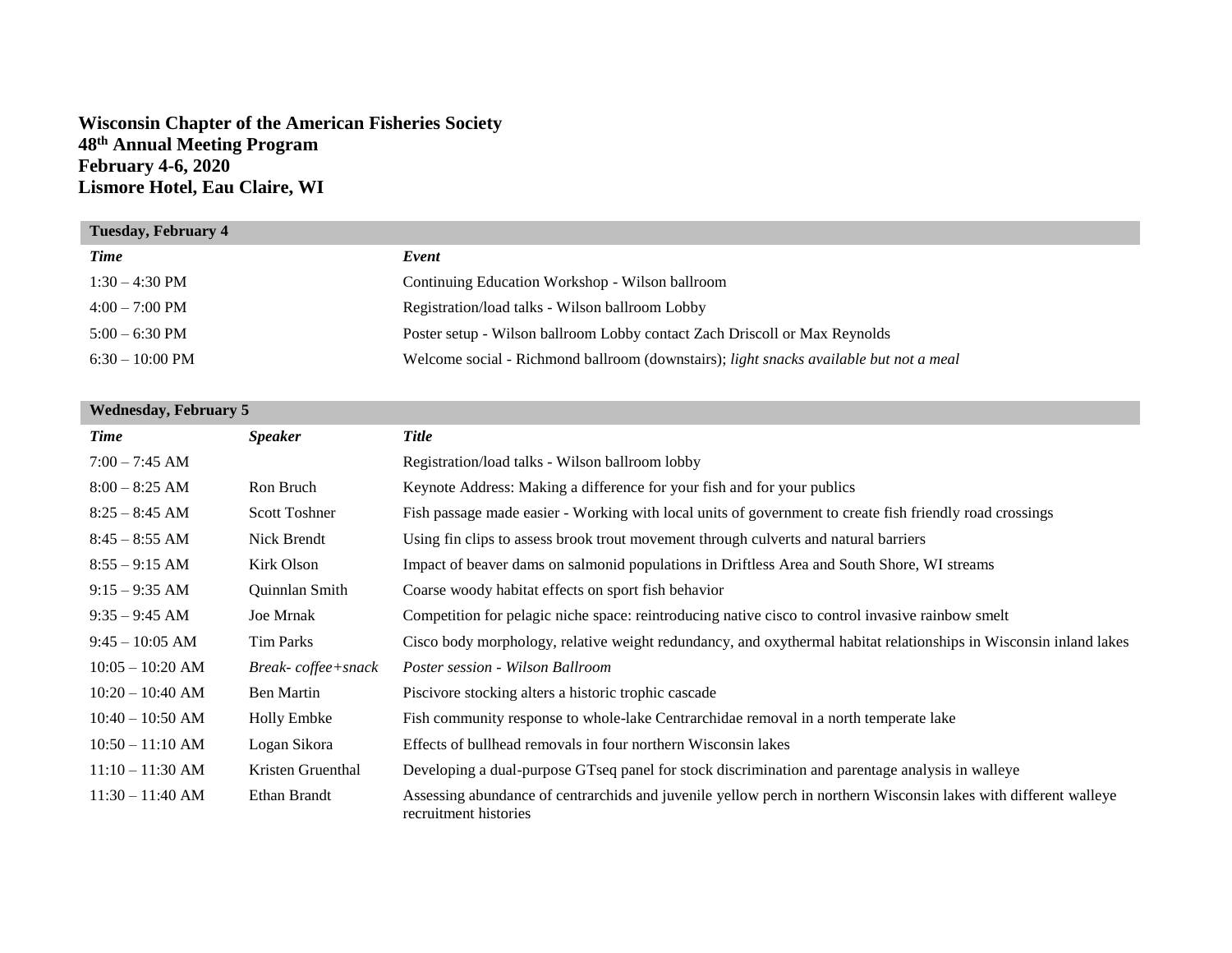**Wisconsin Chapter of the American Fisheries Society**
**48th Annual Meeting Program**
**February 4-6, 2020**
**Lismore Hotel, Eau Claire, WI**

| **Tuesday, February 4** | |
|---|---|
| ***Time*** | ***Event*** |
| 1:30 – 4:30 PM | Continuing Education Workshop - Wilson ballroom |
| 4:00 – 7:00 PM | Registration/load talks - Wilson ballroom Lobby |
| 5:00 – 6:30 PM | Poster setup - Wilson ballroom Lobby contact Zach Driscoll or Max Reynolds |
| 6:30 – 10:00 PM | Welcome social - Richmond ballroom (downstairs); *light snacks available but not a meal* |

| **Wednesday, February 5** | | |
|---|---|---|
| ***Time*** | ***Speaker*** | ***Title*** |
| 7:00 – 7:45 AM | | Registration/load talks - Wilson ballroom lobby |
| 8:00 – 8:25 AM | Ron Bruch | Keynote Address: Making a difference for your fish and for your publics |
| 8:25 – 8:45 AM | Scott Toshner | Fish passage made easier - Working with local units of government to create fish friendly road crossings |
| 8:45 – 8:55 AM | Nick Brendt | Using fin clips to assess brook trout movement through culverts and natural barriers |
| 8:55 – 9:15 AM | Kirk Olson | Impact of beaver dams on salmonid populations in Driftless Area and South Shore, WI streams |
| 9:15 – 9:35 AM | Quinnlan Smith | Coarse woody habitat effects on sport fish behavior |
| 9:35 – 9:45 AM | Joe Mrnak | Competition for pelagic niche space: reintroducing native cisco to control invasive rainbow smelt |
| 9:45 – 10:05 AM | Tim Parks | Cisco body morphology, relative weight redundancy, and oxythermal habitat relationships in Wisconsin inland lakes |
| 10:05 – 10:20 AM | *Break- coffee+snack* | *Poster session - Wilson Ballroom* |
| 10:20 – 10:40 AM | Ben Martin | Piscivore stocking alters a historic trophic cascade |
| 10:40 – 10:50 AM | Holly Embke | Fish community response to whole-lake Centrarchidae removal in a north temperate lake |
| 10:50 – 11:10 AM | Logan Sikora | Effects of bullhead removals in four northern Wisconsin lakes |
| 11:10 – 11:30 AM | Kristen Gruenthal | Developing a dual-purpose GTseq panel for stock discrimination and parentage analysis in walleye |
| 11:30 – 11:40 AM | Ethan Brandt | Assessing abundance of centrarchids and juvenile yellow perch in northern Wisconsin lakes with different walleye recruitment histories |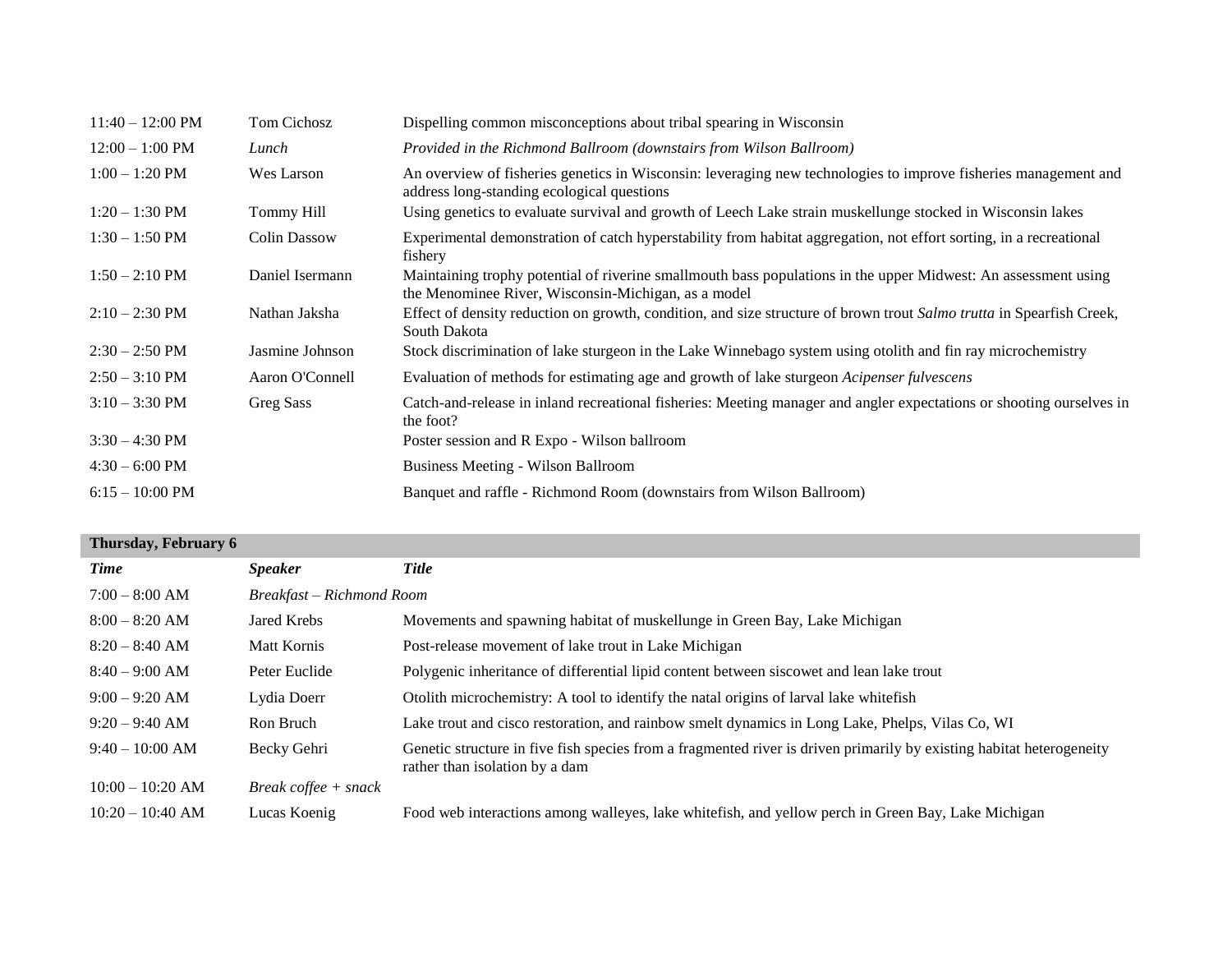| | | |
|---|---|---|
| 11:40 – 12:00 PM | Tom Cichosz | Dispelling common misconceptions about tribal spearing in Wisconsin |
| 12:00 – 1:00 PM | *Lunch* | *Provided in the Richmond Ballroom (downstairs from Wilson Ballroom)* |
| 1:00 – 1:20 PM | Wes Larson | An overview of fisheries genetics in Wisconsin: leveraging new technologies to improve fisheries management and address long-standing ecological questions |
| 1:20 – 1:30 PM | Tommy Hill | Using genetics to evaluate survival and growth of Leech Lake strain muskellunge stocked in Wisconsin lakes |
| 1:30 – 1:50 PM | Colin Dassow | Experimental demonstration of catch hyperstability from habitat aggregation, not effort sorting, in a recreational fishery |
| 1:50 – 2:10 PM | Daniel Isermann | Maintaining trophy potential of riverine smallmouth bass populations in the upper Midwest: An assessment using the Menominee River, Wisconsin-Michigan, as a model |
| 2:10 – 2:30 PM | Nathan Jaksha | Effect of density reduction on growth, condition, and size structure of brown trout *Salmo trutta* in Spearfish Creek, South Dakota |
| 2:30 – 2:50 PM | Jasmine Johnson | Stock discrimination of lake sturgeon in the Lake Winnebago system using otolith and fin ray microchemistry |
| 2:50 – 3:10 PM | Aaron O'Connell | Evaluation of methods for estimating age and growth of lake sturgeon *Acipenser fulvescens* |
| 3:10 – 3:30 PM | Greg Sass | Catch-and-release in inland recreational fisheries: Meeting manager and angler expectations or shooting ourselves in the foot? |
| 3:30 – 4:30 PM | | Poster session and R Expo - Wilson ballroom |
| 4:30 – 6:00 PM | | Business Meeting - Wilson Ballroom |
| 6:15 – 10:00 PM | | Banquet and raffle - Richmond Room (downstairs from Wilson Ballroom) |

**Thursday, February 6**

| ***Time*** | ***Speaker*** | ***Title*** |
|---|---|---|
| 7:00 – 8:00 AM | *Breakfast – Richmond Room* | |
| 8:00 – 8:20 AM | Jared Krebs | Movements and spawning habitat of muskellunge in Green Bay, Lake Michigan |
| 8:20 – 8:40 AM | Matt Kornis | Post-release movement of lake trout in Lake Michigan |
| 8:40 – 9:00 AM | Peter Euclide | Polygenic inheritance of differential lipid content between siscowet and lean lake trout |
| 9:00 – 9:20 AM | Lydia Doerr | Otolith microchemistry: A tool to identify the natal origins of larval lake whitefish |
| 9:20 – 9:40 AM | Ron Bruch | Lake trout and cisco restoration, and rainbow smelt dynamics in Long Lake, Phelps, Vilas Co, WI |
| 9:40 – 10:00 AM | Becky Gehri | Genetic structure in five fish species from a fragmented river is driven primarily by existing habitat heterogeneity rather than isolation by a dam |
| 10:00 – 10:20 AM | *Break coffee + snack* | |
| 10:20 – 10:40 AM | Lucas Koenig | Food web interactions among walleyes, lake whitefish, and yellow perch in Green Bay, Lake Michigan |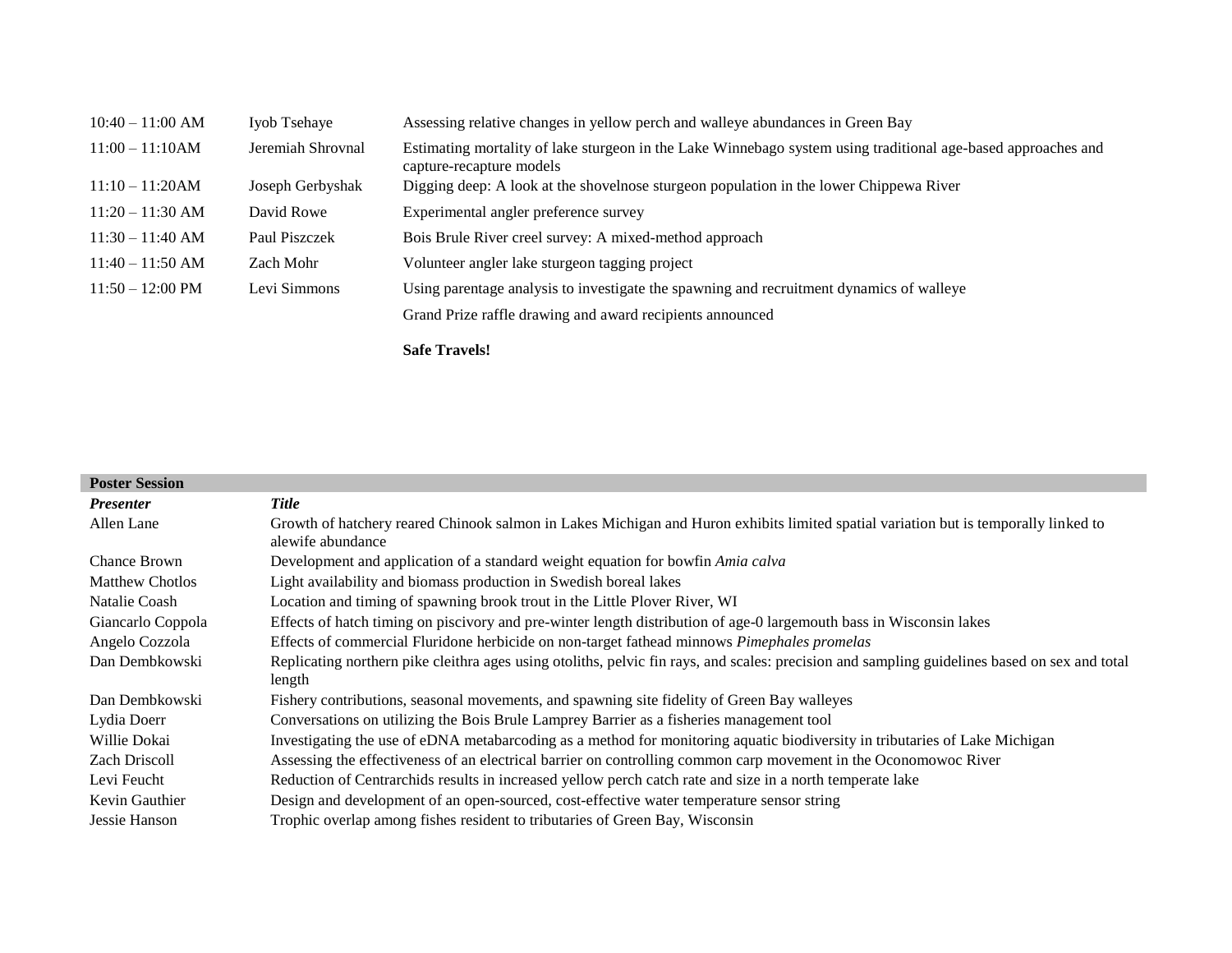| | | |
|---|---|---|
| 10:40 – 11:00 AM | Iyob Tsehaye | Assessing relative changes in yellow perch and walleye abundances in Green Bay |
| 11:00 – 11:10AM | Jeremiah Shrovnal | Estimating mortality of lake sturgeon in the Lake Winnebago system using traditional age-based approaches and capture-recapture models |
| 11:10 – 11:20AM | Joseph Gerbyshak | Digging deep: A look at the shovelnose sturgeon population in the lower Chippewa River |
| 11:20 – 11:30 AM | David Rowe | Experimental angler preference survey |
| 11:30 – 11:40 AM | Paul Piszczek | Bois Brule River creel survey: A mixed-method approach |
| 11:40 – 11:50 AM | Zach Mohr | Volunteer angler lake sturgeon tagging project |
| 11:50 – 12:00 PM | Levi Simmons | Using parentage analysis to investigate the spawning and recruitment dynamics of walleye |
| | | Grand Prize raffle drawing and award recipients announced |
| | | **Safe Travels!** |

**Poster Session**

| ***Presenter*** | ***Title*** |
|---|---|
| Allen Lane | Growth of hatchery reared Chinook salmon in Lakes Michigan and Huron exhibits limited spatial variation but is temporally linked to alewife abundance |
| Chance Brown | Development and application of a standard weight equation for bowfin *Amia calva* |
| Matthew Chotlos | Light availability and biomass production in Swedish boreal lakes |
| Natalie Coash | Location and timing of spawning brook trout in the Little Plover River, WI |
| Giancarlo Coppola | Effects of hatch timing on piscivory and pre-winter length distribution of age-0 largemouth bass in Wisconsin lakes |
| Angelo Cozzola | Effects of commercial Fluridone herbicide on non-target fathead minnows *Pimephales promelas* |
| Dan Dembkowski | Replicating northern pike cleithra ages using otoliths, pelvic fin rays, and scales: precision and sampling guidelines based on sex and total length |
| Dan Dembkowski | Fishery contributions, seasonal movements, and spawning site fidelity of Green Bay walleyes |
| Lydia Doerr | Conversations on utilizing the Bois Brule Lamprey Barrier as a fisheries management tool |
| Willie Dokai | Investigating the use of eDNA metabarcoding as a method for monitoring aquatic biodiversity in tributaries of Lake Michigan |
| Zach Driscoll | Assessing the effectiveness of an electrical barrier on controlling common carp movement in the Oconomowoc River |
| Levi Feucht | Reduction of Centrarchids results in increased yellow perch catch rate and size in a north temperate lake |
| Kevin Gauthier | Design and development of an open-sourced, cost-effective water temperature sensor string |
| Jessie Hanson | Trophic overlap among fishes resident to tributaries of Green Bay, Wisconsin |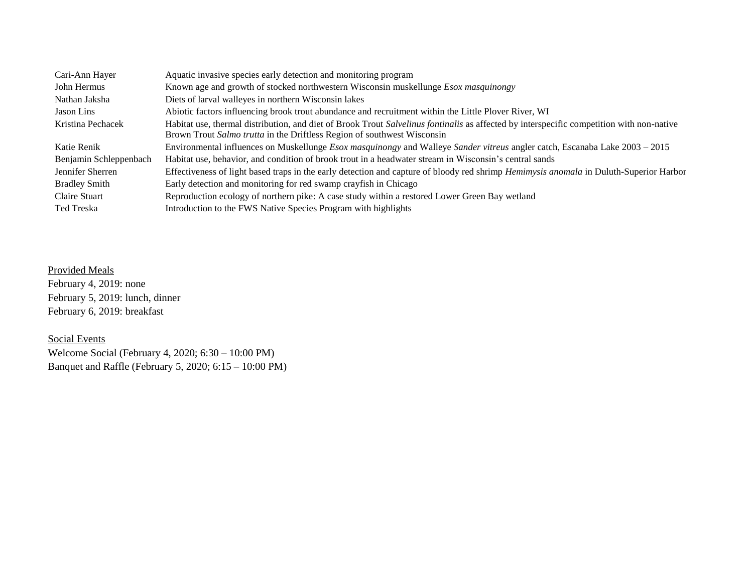| | |
|---|---|
| Cari-Ann Hayer | Aquatic invasive species early detection and monitoring program |
| John Hermus | Known age and growth of stocked northwestern Wisconsin muskellunge *Esox masquinongy* |
| Nathan Jaksha | Diets of larval walleyes in northern Wisconsin lakes |
| Jason Lins | Abiotic factors influencing brook trout abundance and recruitment within the Little Plover River, WI |
| Kristina Pechacek | Habitat use, thermal distribution, and diet of Brook Trout *Salvelinus fontinalis* as affected by interspecific competition with non-native Brown Trout *Salmo trutta* in the Driftless Region of southwest Wisconsin |
| Katie Renik | Environmental influences on Muskellunge *Esox masquinongy* and Walleye *Sander vitreus* angler catch, Escanaba Lake 2003 – 2015 |
| Benjamin Schleppenbach | Habitat use, behavior, and condition of brook trout in a headwater stream in Wisconsin's central sands |
| Jennifer Sherren | Effectiveness of light based traps in the early detection and capture of bloody red shrimp *Hemimysis anomala* in Duluth-Superior Harbor |
| Bradley Smith | Early detection and monitoring for red swamp crayfish in Chicago |
| Claire Stuart | Reproduction ecology of northern pike: A case study within a restored Lower Green Bay wetland |
| Ted Treska | Introduction to the FWS Native Species Program with highlights |

<u>Provided Meals</u>

February 4, 2019: none
February 5, 2019: lunch, dinner
February 6, 2019: breakfast

<u>Social Events</u>

Welcome Social (February 4, 2020; 6:30 – 10:00 PM)
Banquet and Raffle (February 5, 2020; 6:15 – 10:00 PM)